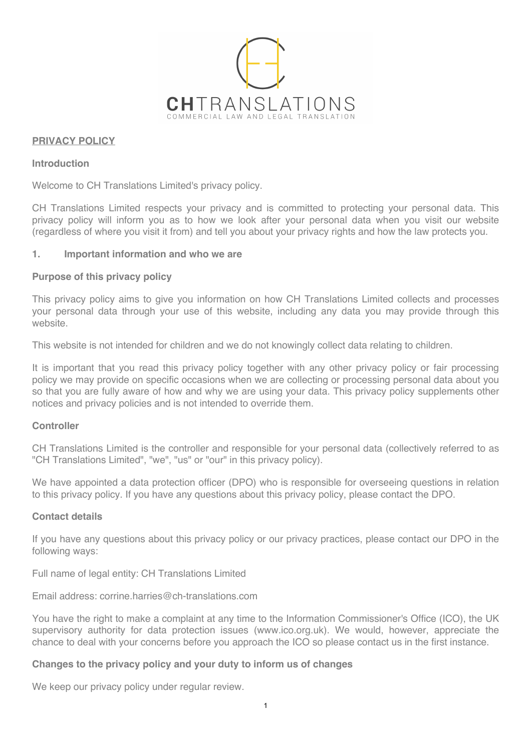# PRIVACY POLICY

## Introduction

Welcome to CH Translations Limited's privacy policy.

CH Translations Limited respects your privacy and is committed to protecting your personal data. This privacy policy will inform you as to how we look after your personal data when you visit our website (regardless of where you visit it from) and tell you about your privacy rights and how the law protects you.

## 1. Important information and who we are

### Purpose of this privacy policy

This privacy policy aims to give you information on how CH Translations Limited collects and processes your personal data through your use of this website, including any data you may provide through this website.

This website is not intended for children and we do not knowingly collect data relating to children.

It is important that you read this privacy policy together with any other privacy policy or fair processing policy we may provide on specific occasions when we are collecting or processing personal data about you so that you are fully aware of how and why we are using your data. This privacy policy supplements other notices and privacy policies and is not intended to override them.

### Controller

CH Translations Limited is the controller and responsible for your personal data (collectively referred to as "CH Translations Limited", "we", "us" or "our" in this privacy policy).

We have appointed a data protection officer (DPO) who is responsible for overseeing questions in relation to this privacy policy. If you have any questions about this privacy policy, please contact the DPO.

### Contact details

If you have any questions about this privacy policy or our privacy practices, please contact our DPO in the following ways:

Full name of legal entity: CH Translations Limited

Email address: corrine.harries@ch-translations.com

You have the right to make a complaint at any time to the Information Commissioner's Office (ICO), the UK supervisory authority for data protection issues (www.ico.org.uk). We would, however, appreciate the chance to deal with your concerns before you approach the ICO so please contact us in the first instance.

### Changes to the privacy policy and your duty to inform us of changes

We keep our privacy policy under regular review.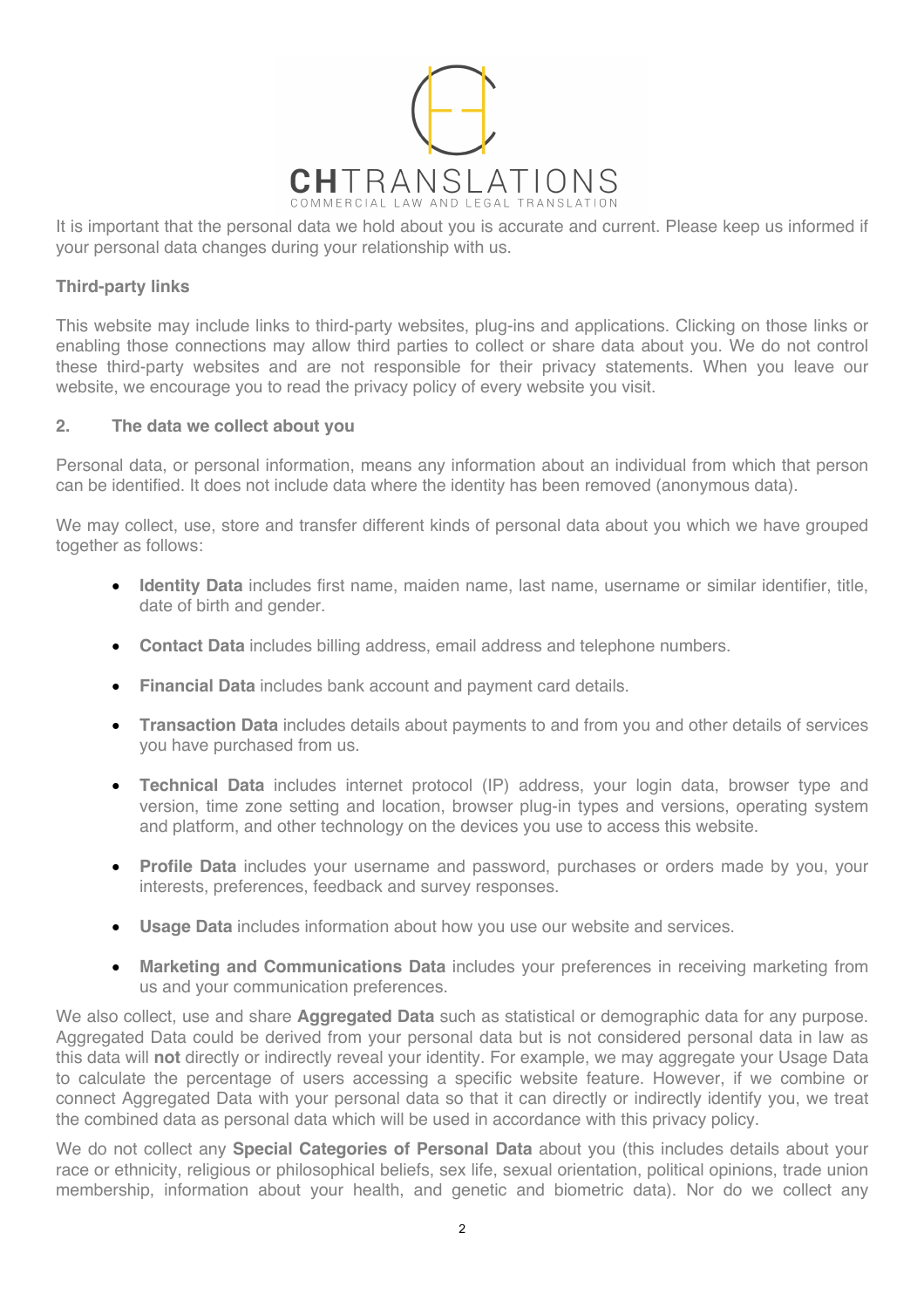It is important that the personal data we hold about you is accurate and current. Please keep us informed if your personal data changes during your relationship with us.

**Third-party links**

This website may include links to third-party websites, plug-ins and applications. Clicking on those links or enabling those connections may allow third parties to collect or share data about you. We do not control these third-party websites and are not responsible for their privacy statements. When you leave our website, we encourage you to read the privacy policy of every website you visit.

## 2. The data we collect about you

Personal data, or personal information, means any information about an individual from which that person can be identified. It does not include data where the identity has been removed (anonymous data).

We may collect, use, store and transfer different kinds of personal data about you which we have grouped together as follows:

- **Identity Data** includes first name, maiden name, last name, username or similar identifier, title, date of birth and gender.
- **Contact Data** includes billing address, email address and telephone numbers.
- **Financial Data** includes bank account and payment card details.
- **Transaction Data** includes details about payments to and from you and other details of services you have purchased from us.
- **Technical Data** includes internet protocol (IP) address, your login data, browser type and version, time zone setting and location, browser plug-in types and versions, operating system and platform, and other technology on the devices you use to access this website.
- **Profile Data** includes your username and password, purchases or orders made by you, your interests, preferences, feedback and survey responses.
- **Usage Data** includes information about how you use our website and services.
- **Marketing and Communications Data** includes your preferences in receiving marketing from us and your communication preferences.

We also collect, use and share **Aggregated Data** such as statistical or demographic data for any purpose. Aggregated Data could be derived from your personal data but is not considered personal data in law as this data will **not** directly or indirectly reveal your identity. For example, we may aggregate your Usage Data to calculate the percentage of users accessing a specific website feature. However, if we combine or connect Aggregated Data with your personal data so that it can directly or indirectly identify you, we treat the combined data as personal data which will be used in accordance with this privacy policy.

We do not collect any **Special Categories of Personal Data** about you (this includes details about your race or ethnicity, religious or philosophical beliefs, sex life, sexual orientation, political opinions, trade union membership, information about your health, and genetic and biometric data). Nor do we collect any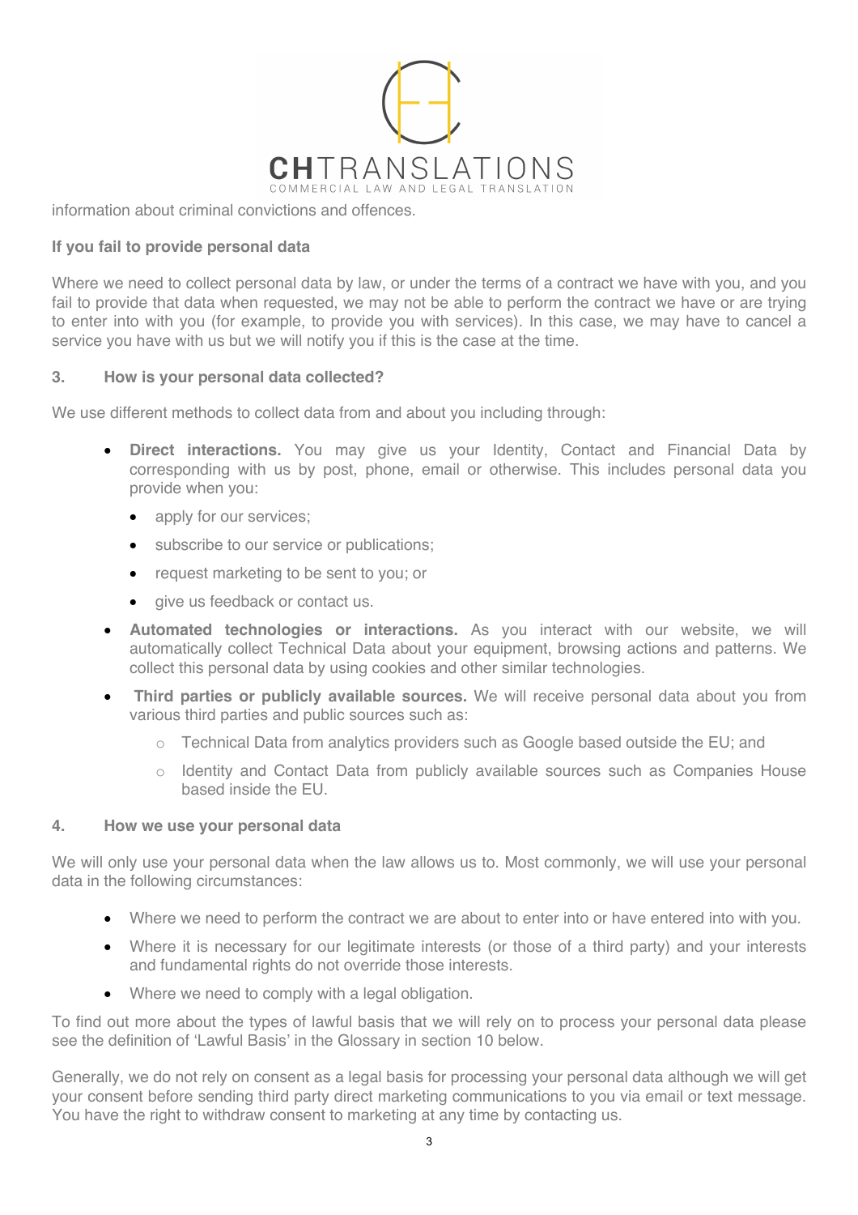information about criminal convictions and offences.

**If you fail to provide personal data**

Where we need to collect personal data by law, or under the terms of a contract we have with you, and you fail to provide that data when requested, we may not be able to perform the contract we have or are trying to enter into with you (for example, to provide you with services). In this case, we may have to cancel a service you have with us but we will notify you if this is the case at the time.

## 3. How is your personal data collected?

We use different methods to collect data from and about you including through:

- **Direct interactions.** You may give us your Identity, Contact and Financial Data by corresponding with us by post, phone, email or otherwise. This includes personal data you provide when you:
  - apply for our services;
  - subscribe to our service or publications;
  - request marketing to be sent to you; or
  - give us feedback or contact us.
- **Automated technologies or interactions.** As you interact with our website, we will automatically collect Technical Data about your equipment, browsing actions and patterns. We collect this personal data by using cookies and other similar technologies.
- **Third parties or publicly available sources.** We will receive personal data about you from various third parties and public sources such as:
  - Technical Data from analytics providers such as Google based outside the EU; and
  - Identity and Contact Data from publicly available sources such as Companies House based inside the EU.

## 4. How we use your personal data

We will only use your personal data when the law allows us to. Most commonly, we will use your personal data in the following circumstances:

- Where we need to perform the contract we are about to enter into or have entered into with you.
- Where it is necessary for our legitimate interests (or those of a third party) and your interests and fundamental rights do not override those interests.
- Where we need to comply with a legal obligation.

To find out more about the types of lawful basis that we will rely on to process your personal data please see the definition of 'Lawful Basis' in the Glossary in section 10 below.

Generally, we do not rely on consent as a legal basis for processing your personal data although we will get your consent before sending third party direct marketing communications to you via email or text message. You have the right to withdraw consent to marketing at any time by contacting us.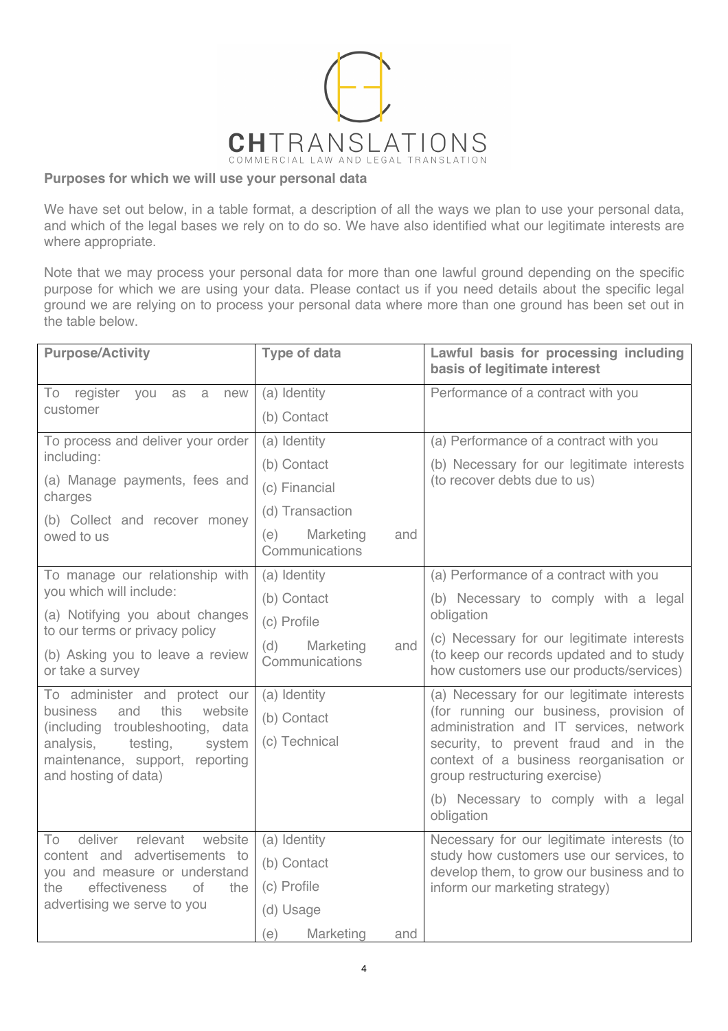**Purposes for which we will use your personal data**

We have set out below, in a table format, a description of all the ways we plan to use your personal data, and which of the legal bases we rely on to do so. We have also identified what our legitimate interests are where appropriate.

Note that we may process your personal data for more than one lawful ground depending on the specific purpose for which we are using your data. Please contact us if you need details about the specific legal ground we are relying on to process your personal data where more than one ground has been set out in the table below.

| **Purpose/Activity** | **Type of data** | **Lawful basis for processing including basis of legitimate interest** |
|---|---|---|
| To register you as a new customer | (a) Identity<br>(b) Contact | Performance of a contract with you |
| To process and deliver your order including:<br>(a) Manage payments, fees and charges<br>(b) Collect and recover money owed to us | (a) Identity<br>(b) Contact<br>(c) Financial<br>(d) Transaction<br>(e) Marketing and Communications | (a) Performance of a contract with you<br>(b) Necessary for our legitimate interests (to recover debts due to us) |
| To manage our relationship with you which will include:<br>(a) Notifying you about changes to our terms or privacy policy<br>(b) Asking you to leave a review or take a survey | (a) Identity<br>(b) Contact<br>(c) Profile<br>(d) Marketing and Communications | (a) Performance of a contract with you<br>(b) Necessary to comply with a legal obligation<br>(c) Necessary for our legitimate interests (to keep our records updated and to study how customers use our products/services) |
| To administer and protect our business and this website (including troubleshooting, data analysis, testing, system maintenance, support, reporting and hosting of data) | (a) Identity<br>(b) Contact<br>(c) Technical | (a) Necessary for our legitimate interests (for running our business, provision of administration and IT services, network security, to prevent fraud and in the context of a business reorganisation or group restructuring exercise)<br>(b) Necessary to comply with a legal obligation |
| To deliver relevant website content and advertisements to you and measure or understand the effectiveness of the advertising we serve to you | (a) Identity<br>(b) Contact<br>(c) Profile<br>(d) Usage<br>(e) Marketing and | Necessary for our legitimate interests (to study how customers use our services, to develop them, to grow our business and to inform our marketing strategy) |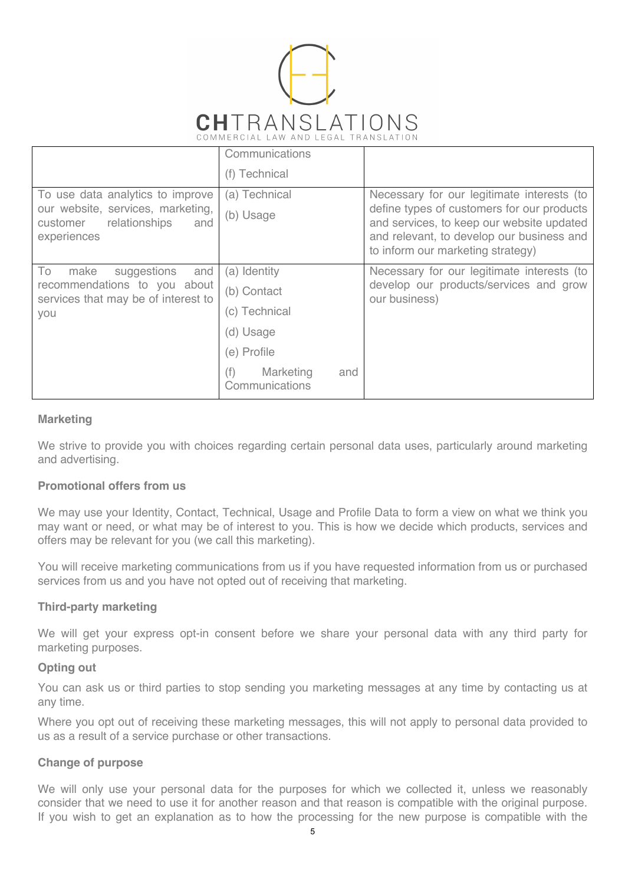| | | |
|---|---|---|
| | Communications<br>(f) Technical | |
| To use data analytics to improve our website, services, marketing, customer relationships and experiences | (a) Technical<br>(b) Usage | Necessary for our legitimate interests (to define types of customers for our products and services, to keep our website updated and relevant, to develop our business and to inform our marketing strategy) |
| To make suggestions and recommendations to you about services that may be of interest to you | (a) Identity<br>(b) Contact<br>(c) Technical<br>(d) Usage<br>(e) Profile<br>(f) Marketing and Communications | Necessary for our legitimate interests (to develop our products/services and grow our business) |

**Marketing**

We strive to provide you with choices regarding certain personal data uses, particularly around marketing and advertising.

**Promotional offers from us**

We may use your Identity, Contact, Technical, Usage and Profile Data to form a view on what we think you may want or need, or what may be of interest to you. This is how we decide which products, services and offers may be relevant for you (we call this marketing).

You will receive marketing communications from us if you have requested information from us or purchased services from us and you have not opted out of receiving that marketing.

**Third-party marketing**

We will get your express opt-in consent before we share your personal data with any third party for marketing purposes.

**Opting out**

You can ask us or third parties to stop sending you marketing messages at any time by contacting us at any time.

Where you opt out of receiving these marketing messages, this will not apply to personal data provided to us as a result of a service purchase or other transactions.

**Change of purpose**

We will only use your personal data for the purposes for which we collected it, unless we reasonably consider that we need to use it for another reason and that reason is compatible with the original purpose. If you wish to get an explanation as to how the processing for the new purpose is compatible with the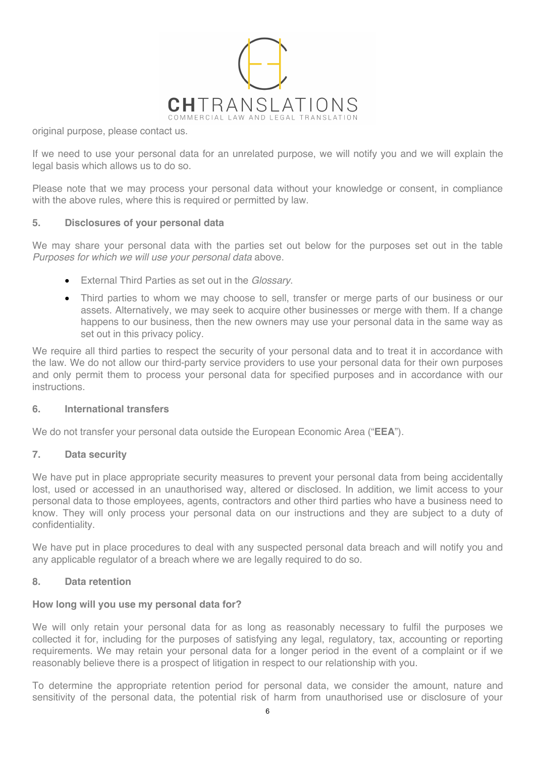original purpose, please contact us.

If we need to use your personal data for an unrelated purpose, we will notify you and we will explain the legal basis which allows us to do so.

Please note that we may process your personal data without your knowledge or consent, in compliance with the above rules, where this is required or permitted by law.

## 5. Disclosures of your personal data

We may share your personal data with the parties set out below for the purposes set out in the table *Purposes for which we will use your personal data* above.

- External Third Parties as set out in the *Glossary*.
- Third parties to whom we may choose to sell, transfer or merge parts of our business or our assets. Alternatively, we may seek to acquire other businesses or merge with them. If a change happens to our business, then the new owners may use your personal data in the same way as set out in this privacy policy.

We require all third parties to respect the security of your personal data and to treat it in accordance with the law. We do not allow our third-party service providers to use your personal data for their own purposes and only permit them to process your personal data for specified purposes and in accordance with our instructions.

## 6. International transfers

We do not transfer your personal data outside the European Economic Area ("**EEA**").

## 7. Data security

We have put in place appropriate security measures to prevent your personal data from being accidentally lost, used or accessed in an unauthorised way, altered or disclosed. In addition, we limit access to your personal data to those employees, agents, contractors and other third parties who have a business need to know. They will only process your personal data on our instructions and they are subject to a duty of confidentiality.

We have put in place procedures to deal with any suspected personal data breach and will notify you and any applicable regulator of a breach where we are legally required to do so.

## 8. Data retention

### How long will you use my personal data for?

We will only retain your personal data for as long as reasonably necessary to fulfil the purposes we collected it for, including for the purposes of satisfying any legal, regulatory, tax, accounting or reporting requirements. We may retain your personal data for a longer period in the event of a complaint or if we reasonably believe there is a prospect of litigation in respect to our relationship with you.

To determine the appropriate retention period for personal data, we consider the amount, nature and sensitivity of the personal data, the potential risk of harm from unauthorised use or disclosure of your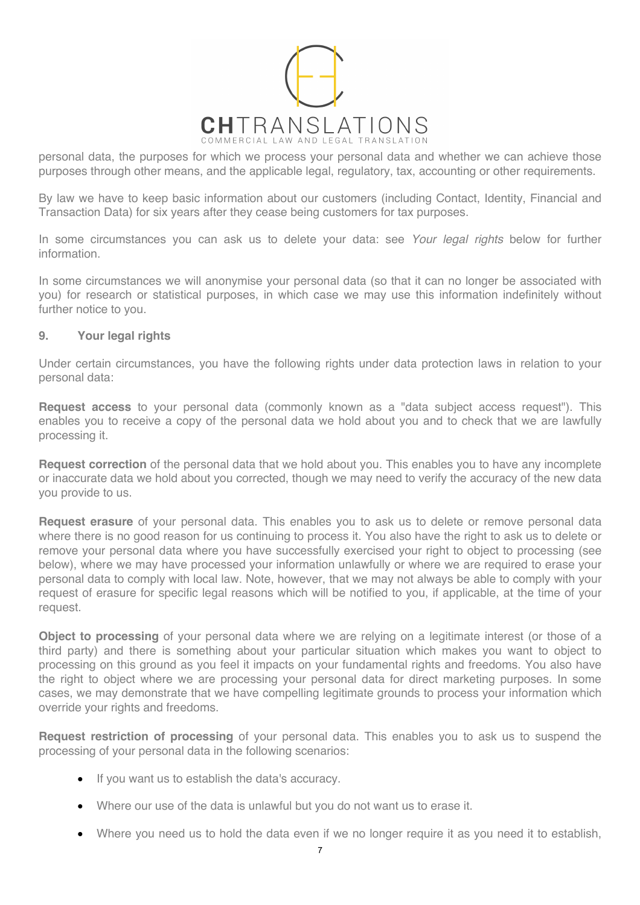personal data, the purposes for which we process your personal data and whether we can achieve those purposes through other means, and the applicable legal, regulatory, tax, accounting or other requirements.

By law we have to keep basic information about our customers (including Contact, Identity, Financial and Transaction Data) for six years after they cease being customers for tax purposes.

In some circumstances you can ask us to delete your data: see *Your legal rights* below for further information.

In some circumstances we will anonymise your personal data (so that it can no longer be associated with you) for research or statistical purposes, in which case we may use this information indefinitely without further notice to you.

## 9. Your legal rights

Under certain circumstances, you have the following rights under data protection laws in relation to your personal data:

**Request access** to your personal data (commonly known as a "data subject access request"). This enables you to receive a copy of the personal data we hold about you and to check that we are lawfully processing it.

**Request correction** of the personal data that we hold about you. This enables you to have any incomplete or inaccurate data we hold about you corrected, though we may need to verify the accuracy of the new data you provide to us.

**Request erasure** of your personal data. This enables you to ask us to delete or remove personal data where there is no good reason for us continuing to process it. You also have the right to ask us to delete or remove your personal data where you have successfully exercised your right to object to processing (see below), where we may have processed your information unlawfully or where we are required to erase your personal data to comply with local law. Note, however, that we may not always be able to comply with your request of erasure for specific legal reasons which will be notified to you, if applicable, at the time of your request.

**Object to processing** of your personal data where we are relying on a legitimate interest (or those of a third party) and there is something about your particular situation which makes you want to object to processing on this ground as you feel it impacts on your fundamental rights and freedoms. You also have the right to object where we are processing your personal data for direct marketing purposes. In some cases, we may demonstrate that we have compelling legitimate grounds to process your information which override your rights and freedoms.

**Request restriction of processing** of your personal data. This enables you to ask us to suspend the processing of your personal data in the following scenarios:

- If you want us to establish the data's accuracy.
- Where our use of the data is unlawful but you do not want us to erase it.
- Where you need us to hold the data even if we no longer require it as you need it to establish,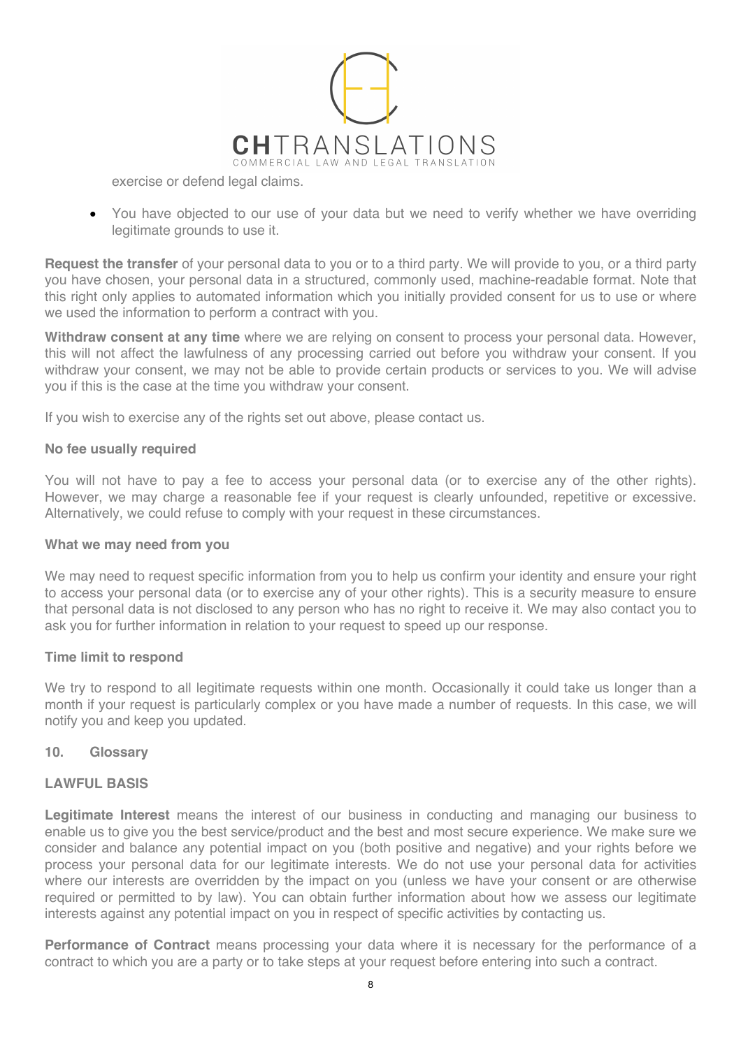exercise or defend legal claims.

- You have objected to our use of your data but we need to verify whether we have overriding legitimate grounds to use it.

**Request the transfer** of your personal data to you or to a third party. We will provide to you, or a third party you have chosen, your personal data in a structured, commonly used, machine-readable format. Note that this right only applies to automated information which you initially provided consent for us to use or where we used the information to perform a contract with you.

**Withdraw consent at any time** where we are relying on consent to process your personal data. However, this will not affect the lawfulness of any processing carried out before you withdraw your consent. If you withdraw your consent, we may not be able to provide certain products or services to you. We will advise you if this is the case at the time you withdraw your consent.

If you wish to exercise any of the rights set out above, please contact us.

**No fee usually required**

You will not have to pay a fee to access your personal data (or to exercise any of the other rights). However, we may charge a reasonable fee if your request is clearly unfounded, repetitive or excessive. Alternatively, we could refuse to comply with your request in these circumstances.

**What we may need from you**

We may need to request specific information from you to help us confirm your identity and ensure your right to access your personal data (or to exercise any of your other rights). This is a security measure to ensure that personal data is not disclosed to any person who has no right to receive it. We may also contact you to ask you for further information in relation to your request to speed up our response.

**Time limit to respond**

We try to respond to all legitimate requests within one month. Occasionally it could take us longer than a month if your request is particularly complex or you have made a number of requests. In this case, we will notify you and keep you updated.

## 10. Glossary

**LAWFUL BASIS**

**Legitimate Interest** means the interest of our business in conducting and managing our business to enable us to give you the best service/product and the best and most secure experience. We make sure we consider and balance any potential impact on you (both positive and negative) and your rights before we process your personal data for our legitimate interests. We do not use your personal data for activities where our interests are overridden by the impact on you (unless we have your consent or are otherwise required or permitted to by law). You can obtain further information about how we assess our legitimate interests against any potential impact on you in respect of specific activities by contacting us.

**Performance of Contract** means processing your data where it is necessary for the performance of a contract to which you are a party or to take steps at your request before entering into such a contract.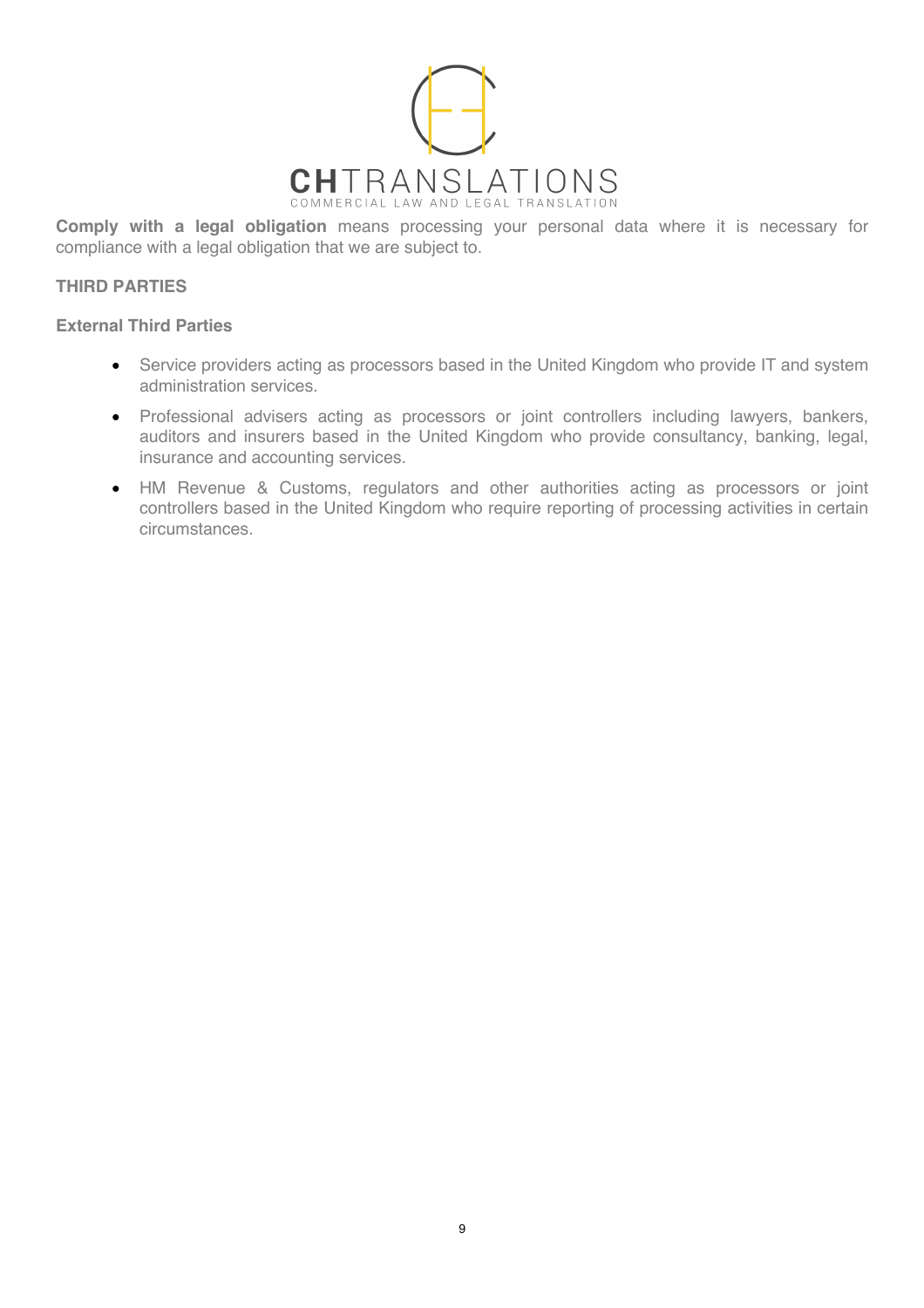**Comply with a legal obligation** means processing your personal data where it is necessary for compliance with a legal obligation that we are subject to.

**THIRD PARTIES**

**External Third Parties**

- Service providers acting as processors based in the United Kingdom who provide IT and system administration services.
- Professional advisers acting as processors or joint controllers including lawyers, bankers, auditors and insurers based in the United Kingdom who provide consultancy, banking, legal, insurance and accounting services.
- HM Revenue & Customs, regulators and other authorities acting as processors or joint controllers based in the United Kingdom who require reporting of processing activities in certain circumstances.